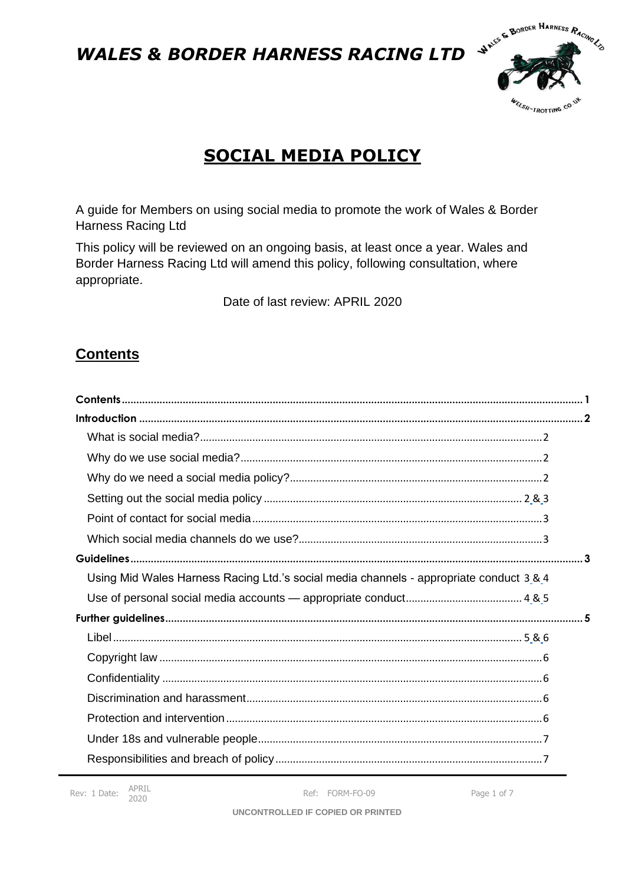# *WALES & BORDER HARNESS RACING LTD*

# SOCIAL MEDIA POLICY

A guide for Members on using social media to promote the work of Wales & Border Harness Racing Ltd

This policy will be reviewed on an ongoing basis, at least once a year. Wales and Border Harness Racing Ltd will amend this policy, following consultation, where appropriate.

Date of last review: APRIL 2020

## Contents

**Contents** .......... 1

**Introduction** .......... 2

- What is social media? .......... 2
- Why do we use social media? .......... 2
- Why do we need a social media policy? .......... 2
- Setting out the social media policy .......... 2 & 3
- Point of contact for social media .......... 3
- Which social media channels do we use? .......... 3

**Guidelines** .......... 3

- Using Mid Wales Harness Racing Ltd.'s social media channels - appropriate conduct 3 & 4
- Use of personal social media accounts — appropriate conduct .......... 4 & 5

**Further guidelines** .......... 5

- Libel .......... 5 & 6
- Copyright law .......... 6
- Confidentiality .......... 6
- Discrimination and harassment .......... 6
- Protection and intervention .......... 6
- Under 18s and vulnerable people .......... 7
- Responsibilities and breach of policy .......... 7

Rev: 1 Date: APRIL 2020 Ref: FORM-FO-09

UNCONTROLLED IF COPIED OR PRINTED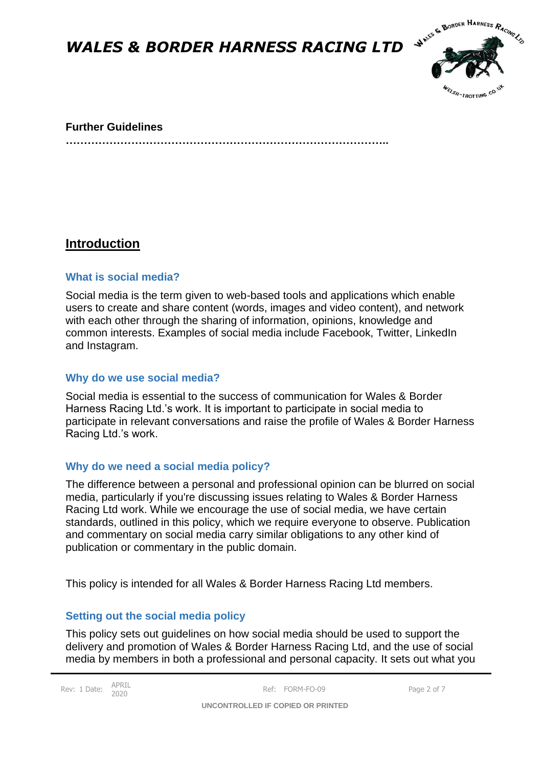**Further Guidelines**

………………………………………………………………………………..

## Introduction

### What is social media?

Social media is the term given to web-based tools and applications which enable users to create and share content (words, images and video content), and network with each other through the sharing of information, opinions, knowledge and common interests. Examples of social media include Facebook, Twitter, LinkedIn and Instagram.

### Why do we use social media?

Social media is essential to the success of communication for Wales & Border Harness Racing Ltd.'s work. It is important to participate in social media to participate in relevant conversations and raise the profile of Wales & Border Harness Racing Ltd.'s work.

### Why do we need a social media policy?

The difference between a personal and professional opinion can be blurred on social media, particularly if you're discussing issues relating to Wales & Border Harness Racing Ltd work. While we encourage the use of social media, we have certain standards, outlined in this policy, which we require everyone to observe. Publication and commentary on social media carry similar obligations to any other kind of publication or commentary in the public domain.

This policy is intended for all Wales & Border Harness Racing Ltd members.

### Setting out the social media policy

This policy sets out guidelines on how social media should be used to support the delivery and promotion of Wales & Border Harness Racing Ltd, and the use of social media by members in both a professional and personal capacity. It sets out what you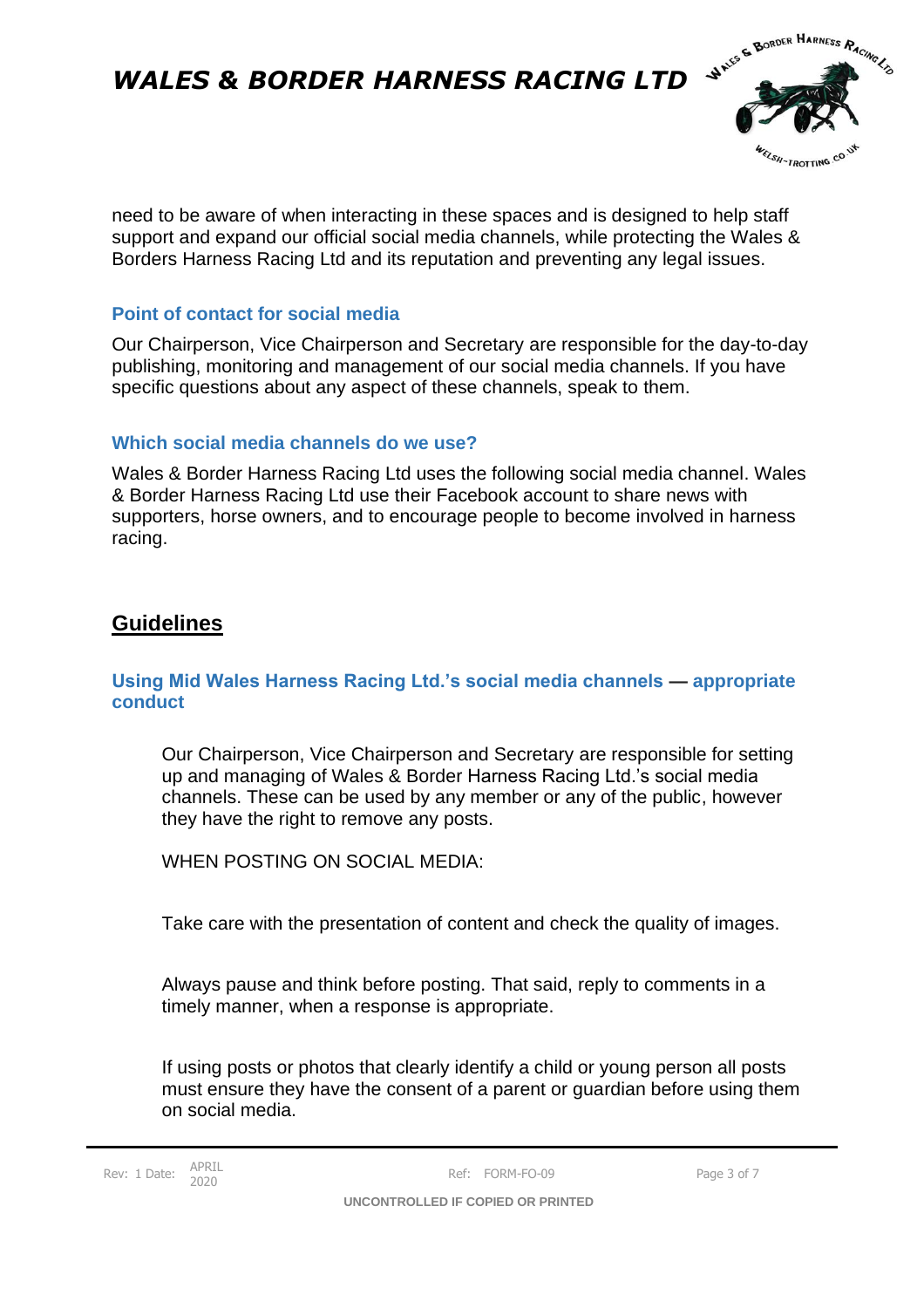need to be aware of when interacting in these spaces and is designed to help staff support and expand our official social media channels, while protecting the Wales & Borders Harness Racing Ltd and its reputation and preventing any legal issues.

### Point of contact for social media

Our Chairperson, Vice Chairperson and Secretary are responsible for the day-to-day publishing, monitoring and management of our social media channels. If you have specific questions about any aspect of these channels, speak to them.

### Which social media channels do we use?

Wales & Border Harness Racing Ltd uses the following social media channel. Wales & Border Harness Racing Ltd use their Facebook account to share news with supporters, horse owners, and to encourage people to become involved in harness racing.

## Guidelines

### Using Mid Wales Harness Racing Ltd.'s social media channels — appropriate conduct

Our Chairperson, Vice Chairperson and Secretary are responsible for setting up and managing of Wales & Border Harness Racing Ltd.'s social media channels. These can be used by any member or any of the public, however they have the right to remove any posts.

WHEN POSTING ON SOCIAL MEDIA:

Take care with the presentation of content and check the quality of images.

Always pause and think before posting. That said, reply to comments in a timely manner, when a response is appropriate.

If using posts or photos that clearly identify a child or young person all posts must ensure they have the consent of a parent or guardian before using them on social media.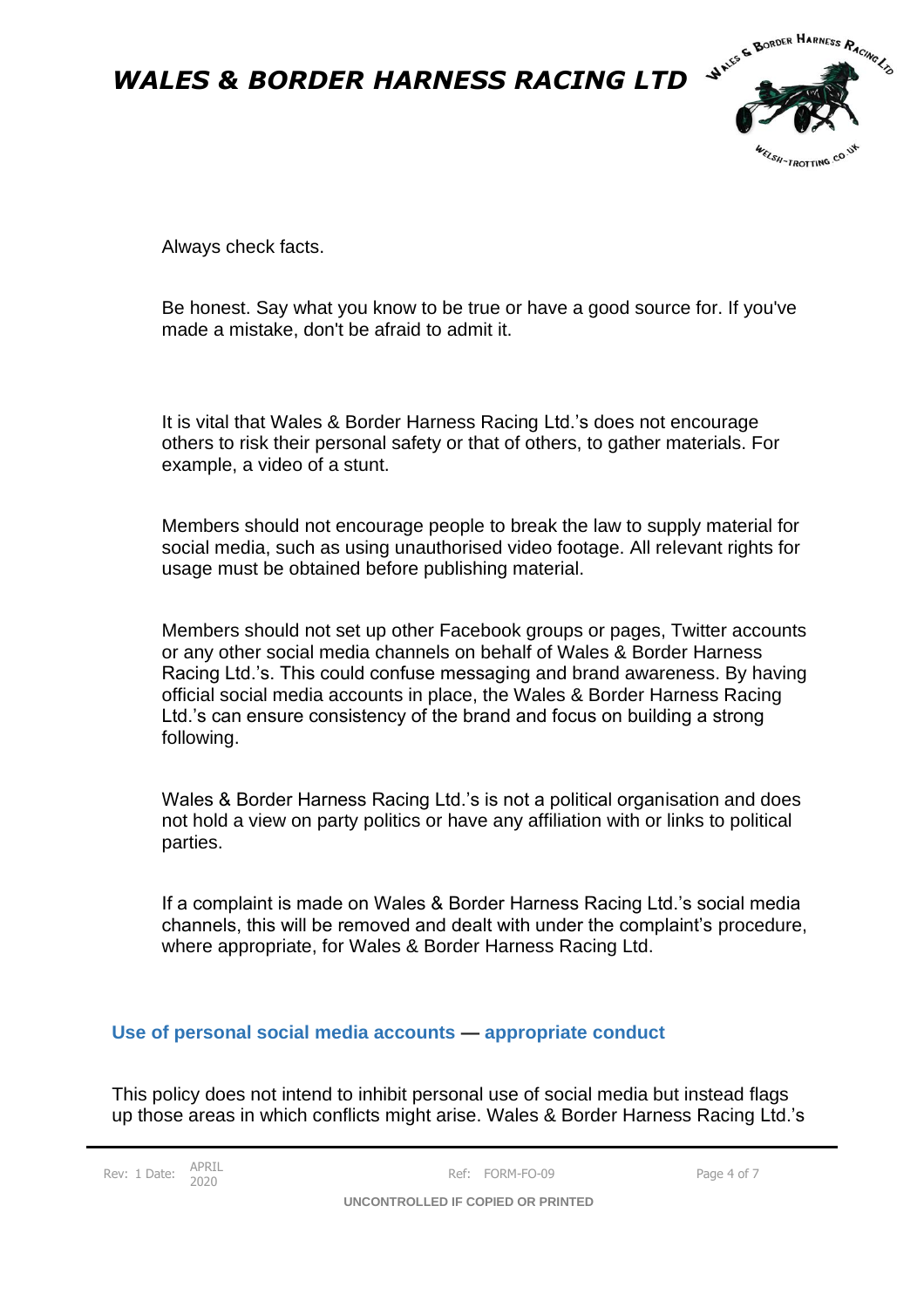Always check facts.

Be honest. Say what you know to be true or have a good source for. If you've made a mistake, don't be afraid to admit it.

It is vital that Wales & Border Harness Racing Ltd.'s does not encourage others to risk their personal safety or that of others, to gather materials. For example, a video of a stunt.

Members should not encourage people to break the law to supply material for social media, such as using unauthorised video footage. All relevant rights for usage must be obtained before publishing material.

Members should not set up other Facebook groups or pages, Twitter accounts or any other social media channels on behalf of Wales & Border Harness Racing Ltd.'s. This could confuse messaging and brand awareness. By having official social media accounts in place, the Wales & Border Harness Racing Ltd.'s can ensure consistency of the brand and focus on building a strong following.

Wales & Border Harness Racing Ltd.'s is not a political organisation and does not hold a view on party politics or have any affiliation with or links to political parties.

If a complaint is made on Wales & Border Harness Racing Ltd.'s social media channels, this will be removed and dealt with under the complaint's procedure, where appropriate, for Wales & Border Harness Racing Ltd.

## Use of personal social media accounts — appropriate conduct

This policy does not intend to inhibit personal use of social media but instead flags up those areas in which conflicts might arise. Wales & Border Harness Racing Ltd.'s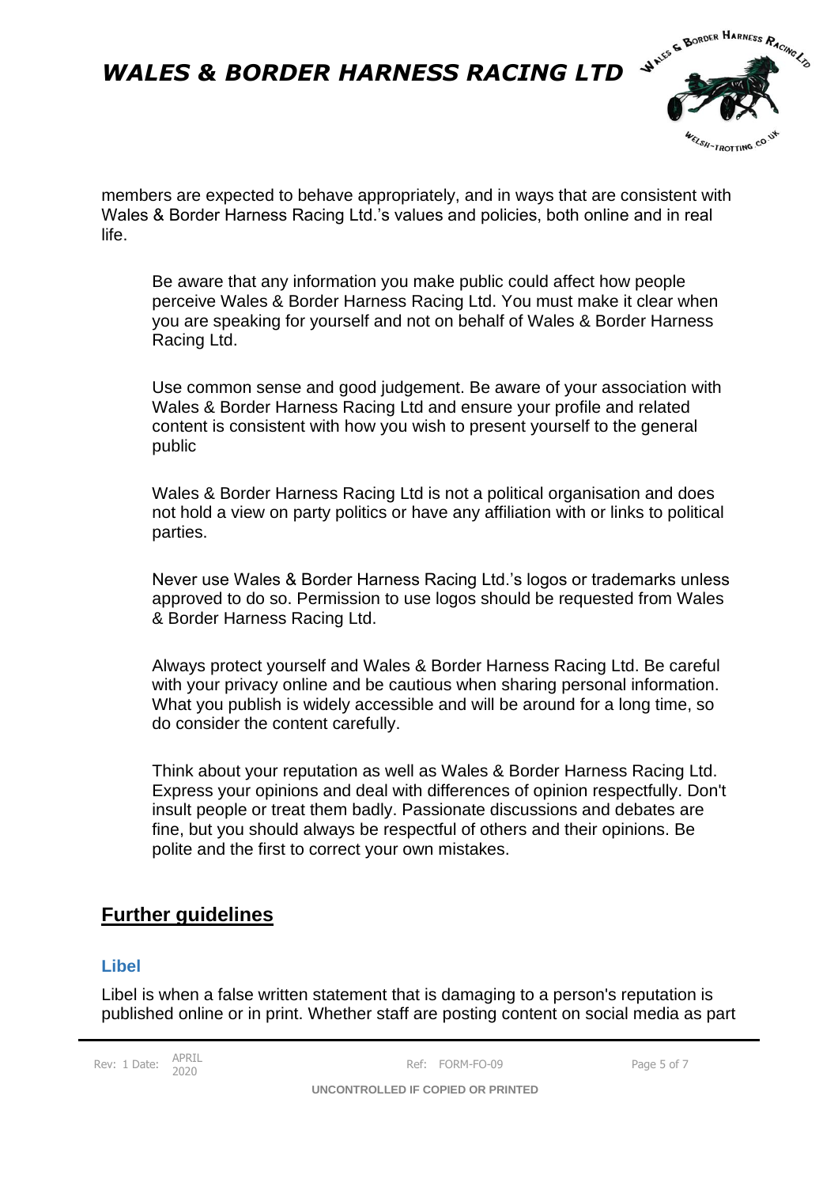members are expected to behave appropriately, and in ways that are consistent with Wales & Border Harness Racing Ltd.'s values and policies, both online and in real life.

Be aware that any information you make public could affect how people perceive Wales & Border Harness Racing Ltd. You must make it clear when you are speaking for yourself and not on behalf of Wales & Border Harness Racing Ltd.

Use common sense and good judgement. Be aware of your association with Wales & Border Harness Racing Ltd and ensure your profile and related content is consistent with how you wish to present yourself to the general public

Wales & Border Harness Racing Ltd is not a political organisation and does not hold a view on party politics or have any affiliation with or links to political parties.

Never use Wales & Border Harness Racing Ltd.'s logos or trademarks unless approved to do so. Permission to use logos should be requested from Wales & Border Harness Racing Ltd.

Always protect yourself and Wales & Border Harness Racing Ltd. Be careful with your privacy online and be cautious when sharing personal information. What you publish is widely accessible and will be around for a long time, so do consider the content carefully.

Think about your reputation as well as Wales & Border Harness Racing Ltd. Express your opinions and deal with differences of opinion respectfully. Don't insult people or treat them badly. Passionate discussions and debates are fine, but you should always be respectful of others and their opinions. Be polite and the first to correct your own mistakes.

## Further guidelines

### Libel

Libel is when a false written statement that is damaging to a person's reputation is published online or in print. Whether staff are posting content on social media as part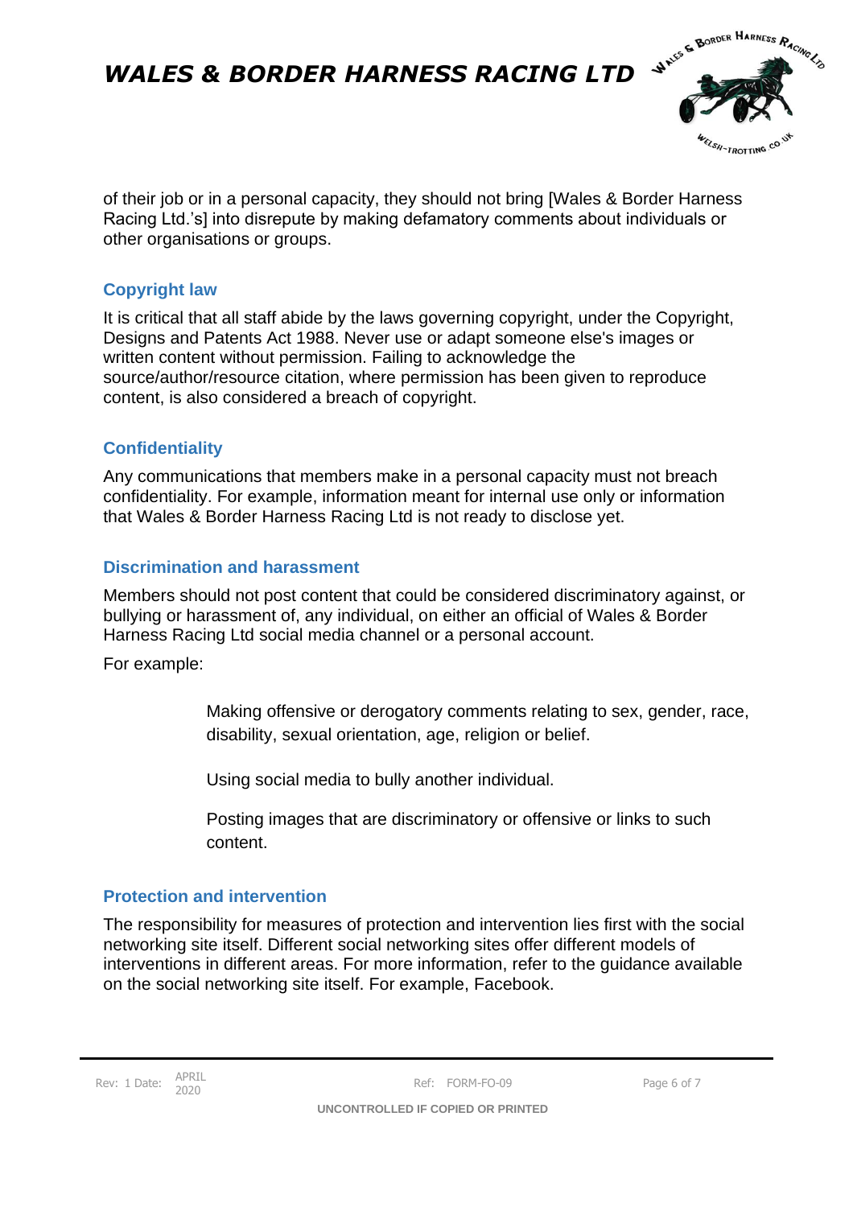of their job or in a personal capacity, they should not bring [Wales & Border Harness Racing Ltd.'s] into disrepute by making defamatory comments about individuals or other organisations or groups.

### Copyright law

It is critical that all staff abide by the laws governing copyright, under the Copyright, Designs and Patents Act 1988. Never use or adapt someone else's images or written content without permission. Failing to acknowledge the source/author/resource citation, where permission has been given to reproduce content, is also considered a breach of copyright.

### Confidentiality

Any communications that members make in a personal capacity must not breach confidentiality. For example, information meant for internal use only or information that Wales & Border Harness Racing Ltd is not ready to disclose yet.

### Discrimination and harassment

Members should not post content that could be considered discriminatory against, or bullying or harassment of, any individual, on either an official of Wales & Border Harness Racing Ltd social media channel or a personal account.

For example:

- Making offensive or derogatory comments relating to sex, gender, race, disability, sexual orientation, age, religion or belief.
- Using social media to bully another individual.
- Posting images that are discriminatory or offensive or links to such content.

### Protection and intervention

The responsibility for measures of protection and intervention lies first with the social networking site itself. Different social networking sites offer different models of interventions in different areas. For more information, refer to the guidance available on the social networking site itself. For example, Facebook.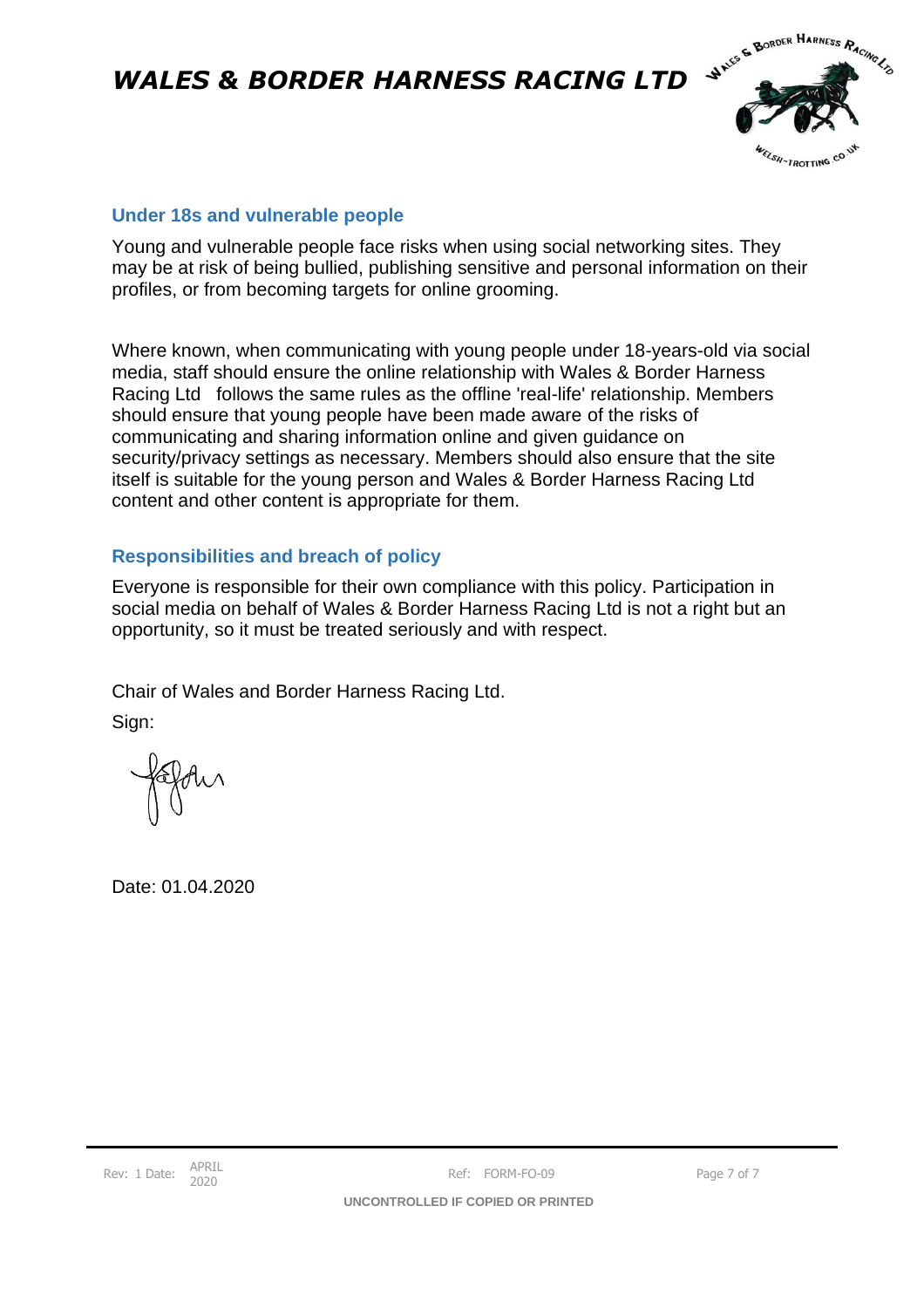## Under 18s and vulnerable people

Young and vulnerable people face risks when using social networking sites. They may be at risk of being bullied, publishing sensitive and personal information on their profiles, or from becoming targets for online grooming.

Where known, when communicating with young people under 18-years-old via social media, staff should ensure the online relationship with Wales & Border Harness Racing Ltd follows the same rules as the offline 'real-life' relationship. Members should ensure that young people have been made aware of the risks of communicating and sharing information online and given guidance on security/privacy settings as necessary. Members should also ensure that the site itself is suitable for the young person and Wales & Border Harness Racing Ltd content and other content is appropriate for them.

## Responsibilities and breach of policy

Everyone is responsible for their own compliance with this policy. Participation in social media on behalf of Wales & Border Harness Racing Ltd is not a right but an opportunity, so it must be treated seriously and with respect.

Chair of Wales and Border Harness Racing Ltd.

Sign:

Date: 01.04.2020

**UNCONTROLLED IF COPIED OR PRINTED**